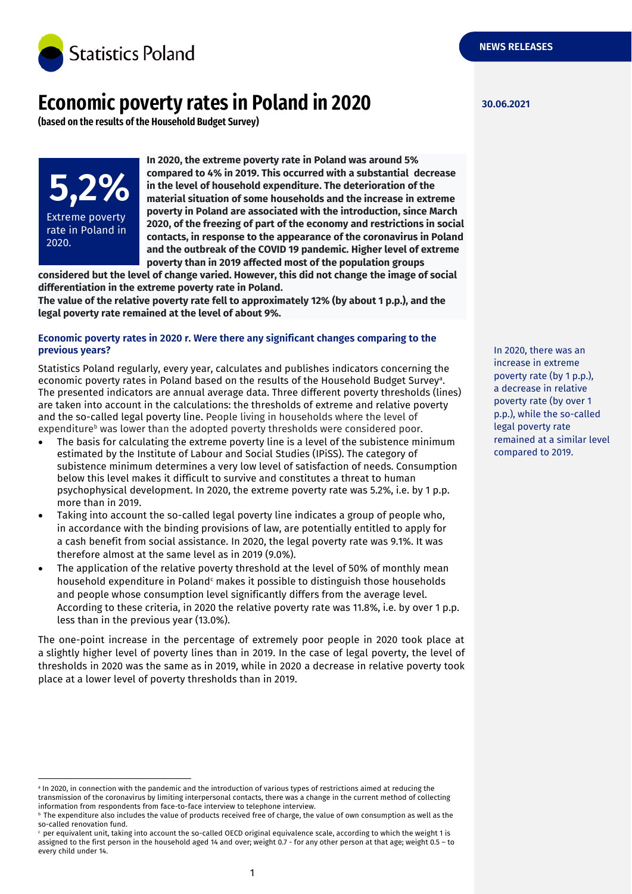# Economic poverty rates in Poland in 2020

**(based on the results of the Household Budget Survey)**

NEWS RELEASES

30.06.2021

**5,2%**

Extreme poverty rate in Poland in 2020.

**In 2020, the extreme poverty rate in Poland was around 5% compared to 4% in 2019. This occurred with a substantial decrease in the level of household expenditure. The deterioration of the material situation of some households and the increase in extreme poverty in Poland are associated with the introduction, since March 2020, of the freezing of part of the economy and restrictions in social contacts, in response to the appearance of the coronavirus in Poland and the outbreak of the COVID 19 pandemic. Higher level of extreme poverty than in 2019 affected most of the population groups considered but the level of change varied. However, this did not change the image of social differentiation in the extreme poverty rate in Poland.**

**The value of the relative poverty rate fell to approximately 12% (by about 1 p.p.), and the legal poverty rate remained at the level of about 9%.**

## Economic poverty rates in 2020 r. Were there any significant changes comparing to the previous years?

In 2020, there was an increase in extreme poverty rate (by 1 p.p.), a decrease in relative poverty rate (by over 1 p.p.), while the so-called legal poverty rate remained at a similar level compared to 2019.

Statistics Poland regularly, every year, calculates and publishes indicators concerning the economic poverty rates in Poland based on the results of the Household Budget Survey[a]. The presented indicators are annual average data. Three different poverty thresholds (lines) are taken into account in the calculations: the thresholds of extreme and relative poverty and the so-called legal poverty line. People living in households where the level of expenditure[b] was lower than the adopted poverty thresholds were considered poor.

- The basis for calculating the extreme poverty line is a level of the subistence minimum estimated by the Institute of Labour and Social Studies (IPiSS). The category of subistence minimum determines a very low level of satisfaction of needs. Consumption below this level makes it difficult to survive and constitutes a threat to human psychophysical development. In 2020, the extreme poverty rate was 5.2%, i.e. by 1 p.p. more than in 2019.
- Taking into account the so-called legal poverty line indicates a group of people who, in accordance with the binding provisions of law, are potentially entitled to apply for a cash benefit from social assistance. In 2020, the legal poverty rate was 9.1%. It was therefore almost at the same level as in 2019 (9.0%).
- The application of the relative poverty threshold at the level of 50% of monthly mean household expenditure in Poland[c] makes it possible to distinguish those households and people whose consumption level significantly differs from the average level. According to these criteria, in 2020 the relative poverty rate was 11.8%, i.e. by over 1 p.p. less than in the previous year (13.0%).

The one-point increase in the percentage of extremely poor people in 2020 took place at a slightly higher level of poverty lines than in 2019. In the case of legal poverty, the level of thresholds in 2020 was the same as in 2019, while in 2020 a decrease in relative poverty took place at a lower level of poverty thresholds than in 2019.

---

[a] In 2020, in connection with the pandemic and the introduction of various types of restrictions aimed at reducing the transmission of the coronavirus by limiting interpersonal contacts, there was a change in the current method of collecting information from respondents from face-to-face interview to telephone interview.

[b] The expenditure also includes the value of products received free of charge, the value of own consumption as well as the so-called renovation fund.

[c] per equivalent unit, taking into account the so-called OECD original equivalence scale, according to which the weight 1 is assigned to the first person in the household aged 14 and over; weight 0.7 - for any other person at that age; weight 0.5 – to every child under 14.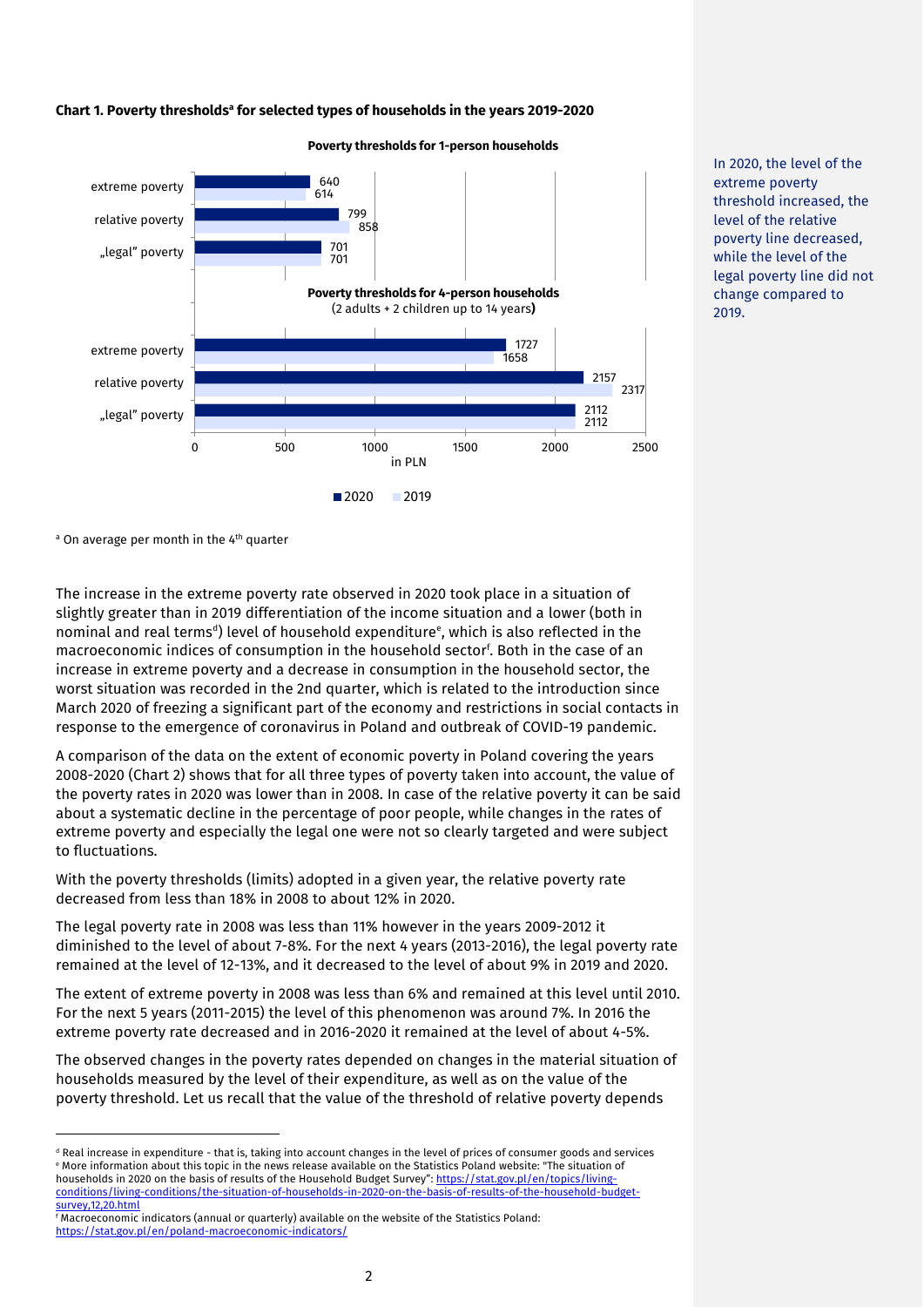**Chart 1. Poverty thresholds[a] for selected types of households in the years 2019-2020**

**Poverty thresholds for 1-person households**

| | 2020 | 2019 |
|---|---|---|
| extreme poverty | 640 | 614 |
| relative poverty | 799 | 858 |
| „legal" poverty | 701 | 701 |

**Poverty thresholds for 4-person households** (2 adults + 2 children up to 14 years)

| | 2020 | 2019 |
|---|---|---|
| extreme poverty | 1727 | 1658 |
| relative poverty | 2157 | 2317 |
| „legal" poverty | 2112 | 2112 |

in PLN

[a] On average per month in the 4[th] quarter

In 2020, the level of the extreme poverty threshold increased, the level of the relative poverty line decreased, while the level of the legal poverty line did not change compared to 2019.

The increase in the extreme poverty rate observed in 2020 took place in a situation of slightly greater than in 2019 differentiation of the income situation and a lower (both in nominal and real terms[d]) level of household expenditure[e], which is also reflected in the macroeconomic indices of consumption in the household sector[f]. Both in the case of an increase in extreme poverty and a decrease in consumption in the household sector, the worst situation was recorded in the 2nd quarter, which is related to the introduction since March 2020 of freezing a significant part of the economy and restrictions in social contacts in response to the emergence of coronavirus in Poland and outbreak of COVID-19 pandemic.

A comparison of the data on the extent of economic poverty in Poland covering the years 2008-2020 (Chart 2) shows that for all three types of poverty taken into account, the value of the poverty rates in 2020 was lower than in 2008. In case of the relative poverty it can be said about a systematic decline in the percentage of poor people, while changes in the rates of extreme poverty and especially the legal one were not so clearly targeted and were subject to fluctuations.

With the poverty thresholds (limits) adopted in a given year, the relative poverty rate decreased from less than 18% in 2008 to about 12% in 2020.

The legal poverty rate in 2008 was less than 11% however in the years 2009-2012 it diminished to the level of about 7-8%. For the next 4 years (2013-2016), the legal poverty rate remained at the level of 12-13%, and it decreased to the level of about 9% in 2019 and 2020.

The extent of extreme poverty in 2008 was less than 6% and remained at this level until 2010. For the next 5 years (2011-2015) the level of this phenomenon was around 7%. In 2016 the extreme poverty rate decreased and in 2016-2020 it remained at the level of about 4-5%.

The observed changes in the poverty rates depended on changes in the material situation of households measured by the level of their expenditure, as well as on the value of the poverty threshold. Let us recall that the value of the threshold of relative poverty depends

---

[d] Real increase in expenditure - that is, taking into account changes in the level of prices of consumer goods and services

[e] More information about this topic in the news release available on the Statistics Poland website: "The situation of households in 2020 on the basis of results of the Household Budget Survey": https://stat.gov.pl/en/topics/living-conditions/living-conditions/the-situation-of-households-in-2020-on-the-basis-of-results-of-the-household-budget-survey,12,20.html

[f] Macroeconomic indicators (annual or quarterly) available on the website of the Statistics Poland: https://stat.gov.pl/en/poland-macroeconomic-indicators/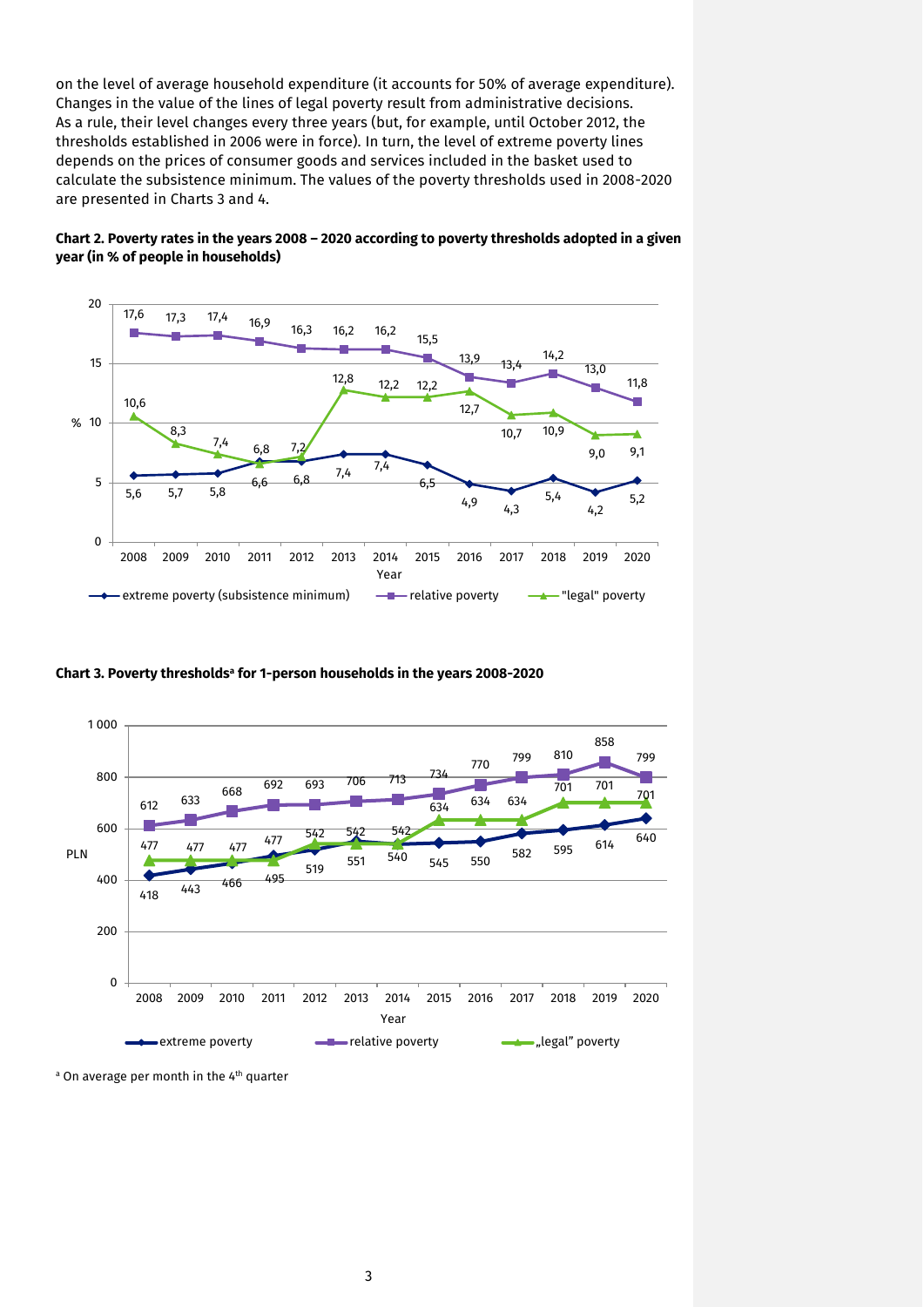on the level of average household expenditure (it accounts for 50% of average expenditure). Changes in the value of the lines of legal poverty result from administrative decisions. As a rule, their level changes every three years (but, for example, until October 2012, the thresholds established in 2006 were in force). In turn, the level of extreme poverty lines depends on the prices of consumer goods and services included in the basket used to calculate the subsistence minimum. The values of the poverty thresholds used in 2008-2020 are presented in Charts 3 and 4.

**Chart 2. Poverty rates in the years 2008 – 2020 according to poverty thresholds adopted in a given year (in % of people in households)**

| Year | extreme poverty (subsistence minimum) | relative poverty | "legal" poverty |
|---|---|---|---|
| 2008 | 5,6 | 17,6 | 10,6 |
| 2009 | 5,7 | 17,3 | 8,3 |
| 2010 | 5,8 | 17,4 | 7,4 |
| 2011 | 6,8 | 16,9 | 6,6 |
| 2012 | 6,8 | 16,3 | 7,2 |
| 2013 | 7,4 | 16,2 | 12,8 |
| 2014 | 7,4 | 16,2 | 12,2 |
| 2015 | 6,5 | 15,5 | 12,2 |
| 2016 | 4,9 | 13,9 | 12,7 |
| 2017 | 4,3 | 13,4 | 10,7 |
| 2018 | 5,4 | 14,2 | 10,9 |
| 2019 | 4,2 | 13,0 | 9,0 |
| 2020 | 5,2 | 11,8 | 9,1 |

**Chart 3. Poverty thresholds[a] for 1-person households in the years 2008-2020**

| Year | extreme poverty | relative poverty | „legal" poverty |
|---|---|---|---|
| 2008 | 418 | 612 | 477 |
| 2009 | 443 | 633 | 477 |
| 2010 | 466 | 668 | 477 |
| 2011 | 495 | 692 | 477 |
| 2012 | 519 | 693 | 542 |
| 2013 | 551 | 706 | 542 |
| 2014 | 540 | 713 | 542 |
| 2015 | 545 | 734 | 634 |
| 2016 | 550 | 770 | 634 |
| 2017 | 582 | 799 | 634 |
| 2018 | 595 | 810 | 701 |
| 2019 | 614 | 858 | 701 |
| 2020 | 640 | 799 | 701 |

[a] On average per month in the 4[th] quarter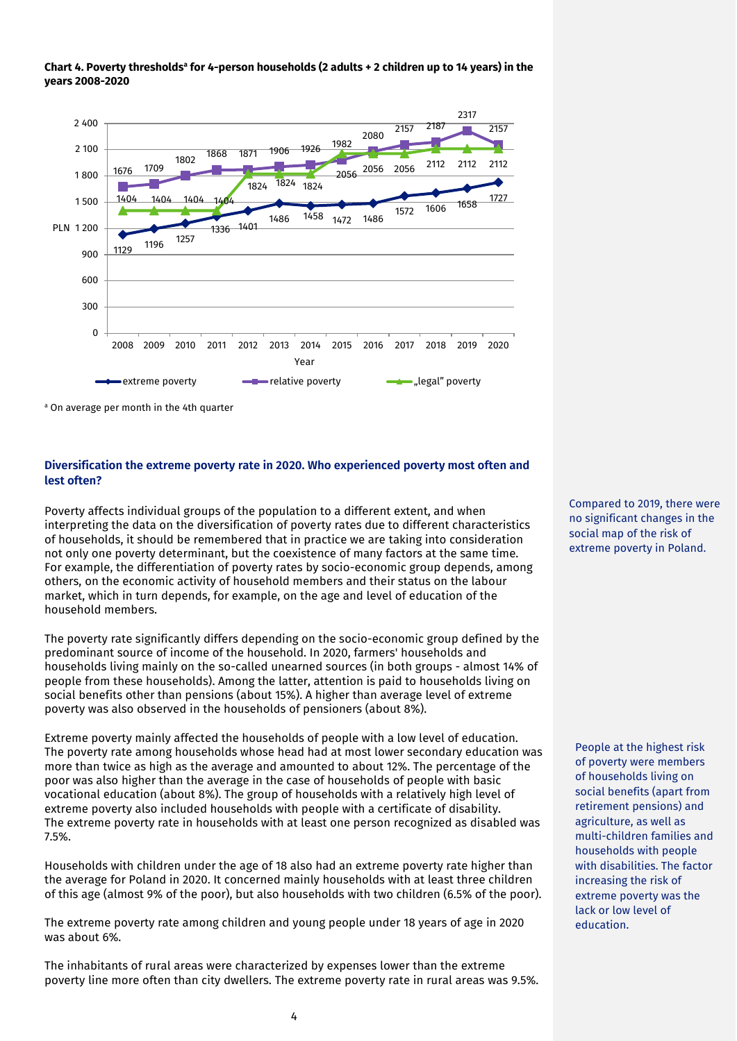**Chart 4. Poverty thresholds[a] for 4-person households (2 adults + 2 children up to 14 years) in the years 2008-2020**

| Year | extreme poverty | relative poverty | „legal" poverty |
|---|---|---|---|
| 2008 | 1129 | 1676 | 1404 |
| 2009 | 1196 | 1709 | 1404 |
| 2010 | 1257 | 1802 | 1404 |
| 2011 | 1336 | 1868 | 1404 |
| 2012 | 1401 | 1871 | 1824 |
| 2013 | 1486 | 1906 | 1824 |
| 2014 | 1458 | 1926 | 1824 |
| 2015 | 1472 | 1982 | 2056 |
| 2016 | 1486 | 2080 | 2056 |
| 2017 | 1572 | 2157 | 2056 |
| 2018 | 1606 | 2187 | 2112 |
| 2019 | 1658 | 2317 | 2112 |
| 2020 | 1727 | 2157 | 2112 |

(PLN)

[a] On average per month in the 4th quarter

### Diversification the extreme poverty rate in 2020. Who experienced poverty most often and lest often?

Compared to 2019, there were no significant changes in the social map of the risk of extreme poverty in Poland.

Poverty affects individual groups of the population to a different extent, and when interpreting the data on the diversification of poverty rates due to different characteristics of households, it should be remembered that in practice we are taking into consideration not only one poverty determinant, but the coexistence of many factors at the same time. For example, the differentiation of poverty rates by socio-economic group depends, among others, on the economic activity of household members and their status on the labour market, which in turn depends, for example, on the age and level of education of the household members.

The poverty rate significantly differs depending on the socio-economic group defined by the predominant source of income of the household. In 2020, farmers' households and households living mainly on the so-called unearned sources (in both groups - almost 14% of people from these households). Among the latter, attention is paid to households living on social benefits other than pensions (about 15%). A higher than average level of extreme poverty was also observed in the households of pensioners (about 8%).

People at the highest risk of poverty were members of households living on social benefits (apart from retirement pensions) and agriculture, as well as multi-children families and households with people with disabilities. The factor increasing the risk of extreme poverty was the lack or low level of education.

Extreme poverty mainly affected the households of people with a low level of education. The poverty rate among households whose head had at most lower secondary education was more than twice as high as the average and amounted to about 12%. The percentage of the poor was also higher than the average in the case of households of people with basic vocational education (about 8%). The group of households with a relatively high level of extreme poverty also included households with people with a certificate of disability. The extreme poverty rate in households with at least one person recognized as disabled was 7.5%.

Households with children under the age of 18 also had an extreme poverty rate higher than the average for Poland in 2020. It concerned mainly households with at least three children of this age (almost 9% of the poor), but also households with two children (6.5% of the poor).

The extreme poverty rate among children and young people under 18 years of age in 2020 was about 6%.

The inhabitants of rural areas were characterized by expenses lower than the extreme poverty line more often than city dwellers. The extreme poverty rate in rural areas was 9.5%.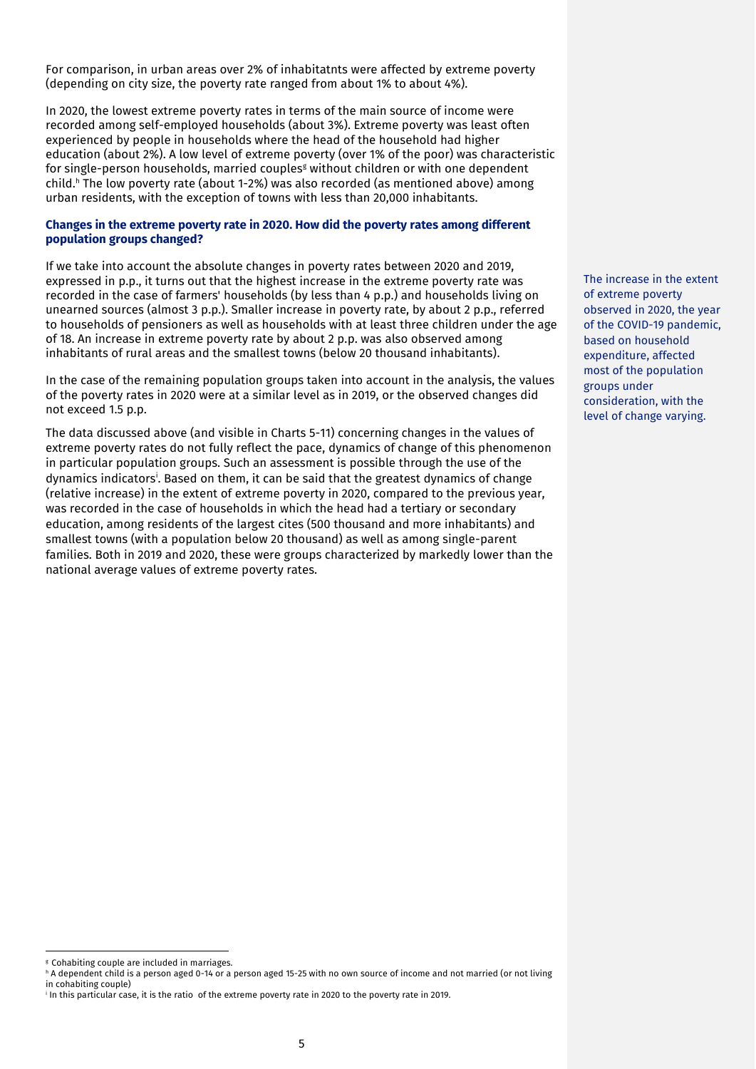For comparison, in urban areas over 2% of inhabitatnts were affected by extreme poverty (depending on city size, the poverty rate ranged from about 1% to about 4%).

In 2020, the lowest extreme poverty rates in terms of the main source of income were recorded among self-employed households (about 3%). Extreme poverty was least often experienced by people in households where the head of the household had higher education (about 2%). A low level of extreme poverty (over 1% of the poor) was characteristic for single-person households, married couples[g] without children or with one dependent child.[h] The low poverty rate (about 1-2%) was also recorded (as mentioned above) among urban residents, with the exception of towns with less than 20,000 inhabitants.

**Changes in the extreme poverty rate in 2020. How did the poverty rates among different population groups changed?**

If we take into account the absolute changes in poverty rates between 2020 and 2019, expressed in p.p., it turns out that the highest increase in the extreme poverty rate was recorded in the case of farmers' households (by less than 4 p.p.) and households living on unearned sources (almost 3 p.p.). Smaller increase in poverty rate, by about 2 p.p., referred to households of pensioners as well as households with at least three children under the age of 18. An increase in extreme poverty rate by about 2 p.p. was also observed among inhabitants of rural areas and the smallest towns (below 20 thousand inhabitants).

The increase in the extent of extreme poverty observed in 2020, the year of the COVID-19 pandemic, based on household expenditure, affected most of the population groups under consideration, with the level of change varying.

In the case of the remaining population groups taken into account in the analysis, the values of the poverty rates in 2020 were at a similar level as in 2019, or the observed changes did not exceed 1.5 p.p.

The data discussed above (and visible in Charts 5-11) concerning changes in the values of extreme poverty rates do not fully reflect the pace, dynamics of change of this phenomenon in particular population groups. Such an assessment is possible through the use of the dynamics indicators[i]. Based on them, it can be said that the greatest dynamics of change (relative increase) in the extent of extreme poverty in 2020, compared to the previous year, was recorded in the case of households in which the head had a tertiary or secondary education, among residents of the largest cites (500 thousand and more inhabitants) and smallest towns (with a population below 20 thousand) as well as among single-parent families. Both in 2019 and 2020, these were groups characterized by markedly lower than the national average values of extreme poverty rates.

[g] Cohabiting couple are included in marriages.

[h] A dependent child is a person aged 0-14 or a person aged 15-25 with no own source of income and not married (or not living in cohabiting couple)

[i] In this particular case, it is the ratio of the extreme poverty rate in 2020 to the poverty rate in 2019.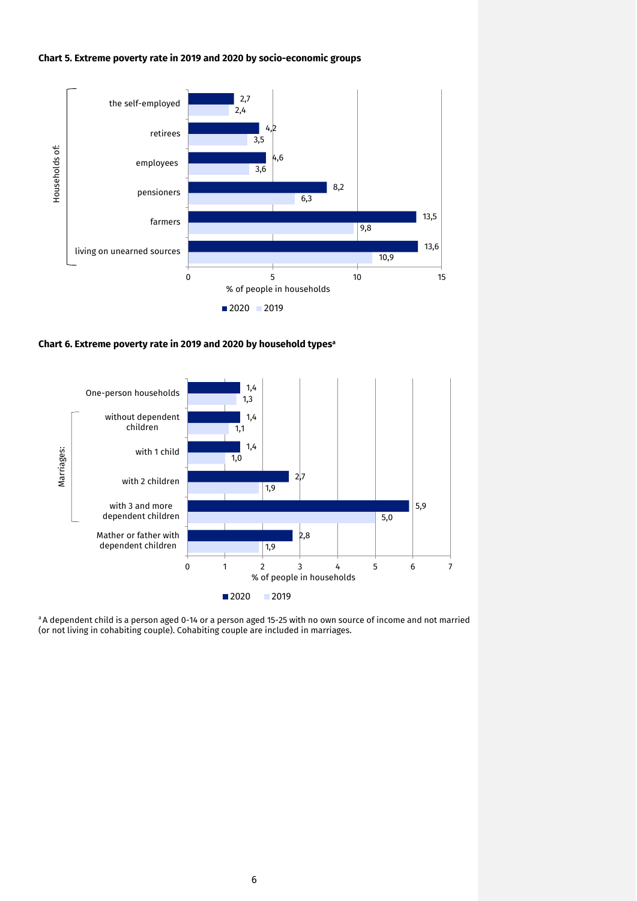**Chart 5. Extreme poverty rate in 2019 and 2020 by socio-economic groups**

| Households of: | 2020 | 2019 |
|---|---|---|
| the self-employed | 2,7 | 2,4 |
| retirees | 4,2 | 3,5 |
| employees | 4,6 | 3,6 |
| pensioners | 8,2 | 6,3 |
| farmers | 13,5 | 9,8 |
| living on unearned sources | 13,6 | 10,9 |

% of people in households

**Chart 6. Extreme poverty rate in 2019 and 2020 by household types[a]**

| | 2020 | 2019 |
|---|---|---|
| One-person households | 1,4 | 1,3 |
| Marriages: without dependent children | 1,4 | 1,1 |
| Marriages: with 1 child | 1,4 | 1,0 |
| Marriages: with 2 children | 2,7 | 1,9 |
| Marriages: with 3 and more dependent children | 5,9 | 5,0 |
| Mather or father with dependent children | 2,8 | 1,9 |

% of people in households

[a] A dependent child is a person aged 0-14 or a person aged 15-25 with no own source of income and not married (or not living in cohabiting couple). Cohabiting couple are included in marriages.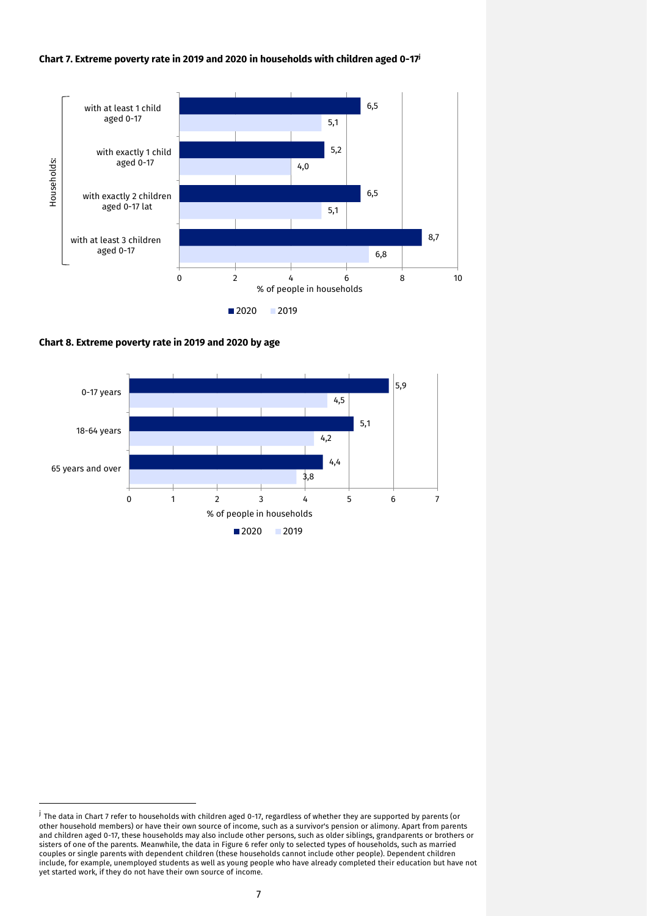**Chart 7. Extreme poverty rate in 2019 and 2020 in households with children aged 0-17[j]**

| Households: | 2020 | 2019 |
|---|---|---|
| with at least 1 child aged 0-17 | 6,5 | 5,1 |
| with exactly 1 child aged 0-17 | 5,2 | 4,0 |
| with exactly 2 children aged 0-17 lat | 6,5 | 5,1 |
| with at least 3 children aged 0-17 | 8,7 | 6,8 |

% of people in households

**Chart 8. Extreme poverty rate in 2019 and 2020 by age**

| Age | 2020 | 2019 |
|---|---|---|
| 0-17 years | 5,9 | 4,5 |
| 18-64 years | 5,1 | 4,2 |
| 65 years and over | 4,4 | 3,8 |

% of people in households

[j] The data in Chart 7 refer to households with children aged 0-17, regardless of whether they are supported by parents (or other household members) or have their own source of income, such as a survivor's pension or alimony. Apart from parents and children aged 0-17, these households may also include other persons, such as older siblings, grandparents or brothers or sisters of one of the parents. Meanwhile, the data in Figure 6 refer only to selected types of households, such as married couples or single parents with dependent children (these households cannot include other people). Dependent children include, for example, unemployed students as well as young people who have already completed their education but have not yet started work, if they do not have their own source of income.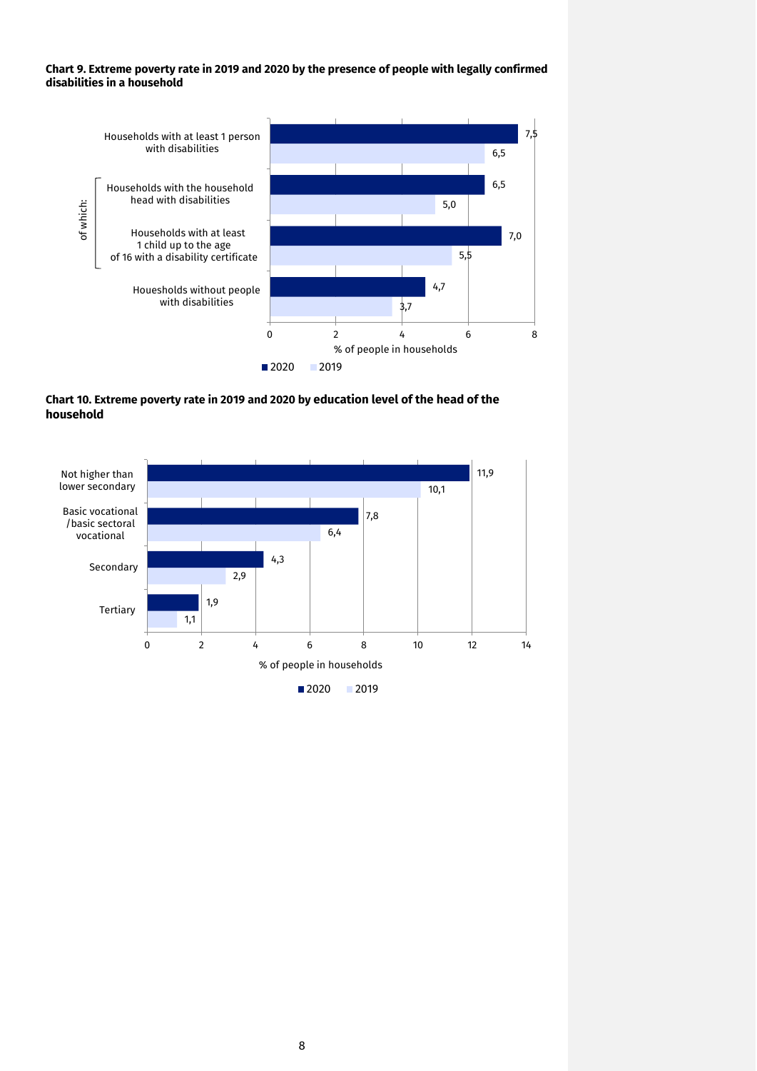**Chart 9. Extreme poverty rate in 2019 and 2020 by the presence of people with legally confirmed disabilities in a household**

| | 2020 | 2019 |
|---|---|---|
| Households with at least 1 person with disabilities | 7,5 | 6,5 |
| of which: Households with the household head with disabilities | 6,5 | 5,0 |
| of which: Households with at least 1 child up to the age of 16 with a disability certificate | 7,0 | 5,5 |
| Houesholds without people with disabilities | 4,7 | 3,7 |

% of people in households

**Chart 10. Extreme poverty rate in 2019 and 2020 by education level of the head of the household**

| | 2020 | 2019 |
|---|---|---|
| Not higher than lower secondary | 11,9 | 10,1 |
| Basic vocational /basic sectoral vocational | 7,8 | 6,4 |
| Secondary | 4,3 | 2,9 |
| Tertiary | 1,9 | 1,1 |

% of people in households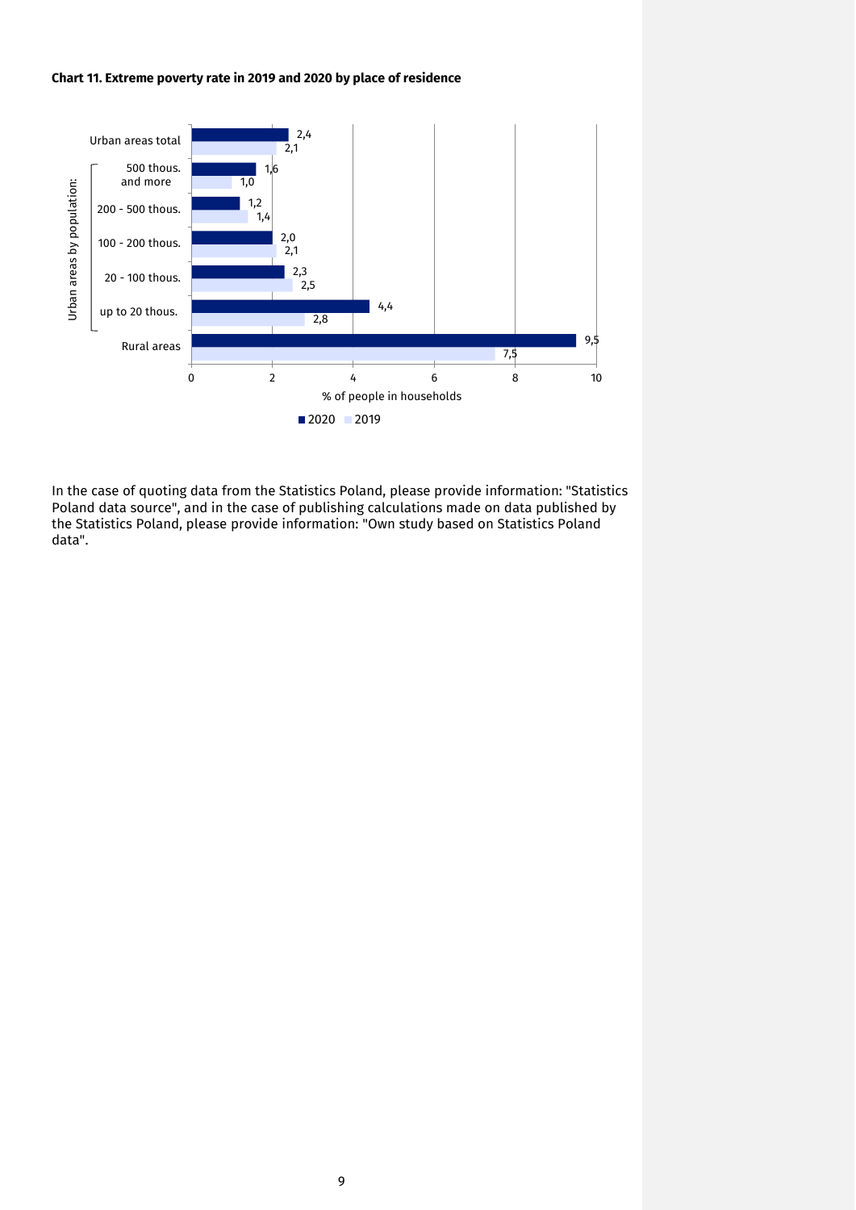**Chart 11. Extreme poverty rate in 2019 and 2020 by place of residence**

| Place of residence | 2020 | 2019 |
|---|---|---|
| Urban areas total | 2,4 | 2,1 |
| Urban areas by population: 500 thous. and more | 1,6 | 1,0 |
| 200 - 500 thous. | 1,2 | 1,4 |
| 100 - 200 thous. | 2,0 | 2,1 |
| 20 - 100 thous. | 2,3 | 2,5 |
| up to 20 thous. | 4,4 | 2,8 |
| Rural areas | 9,5 | 7,5 |

% of people in households

In the case of quoting data from the Statistics Poland, please provide information: "Statistics Poland data source", and in the case of publishing calculations made on data published by the Statistics Poland, please provide information: "Own study based on Statistics Poland data".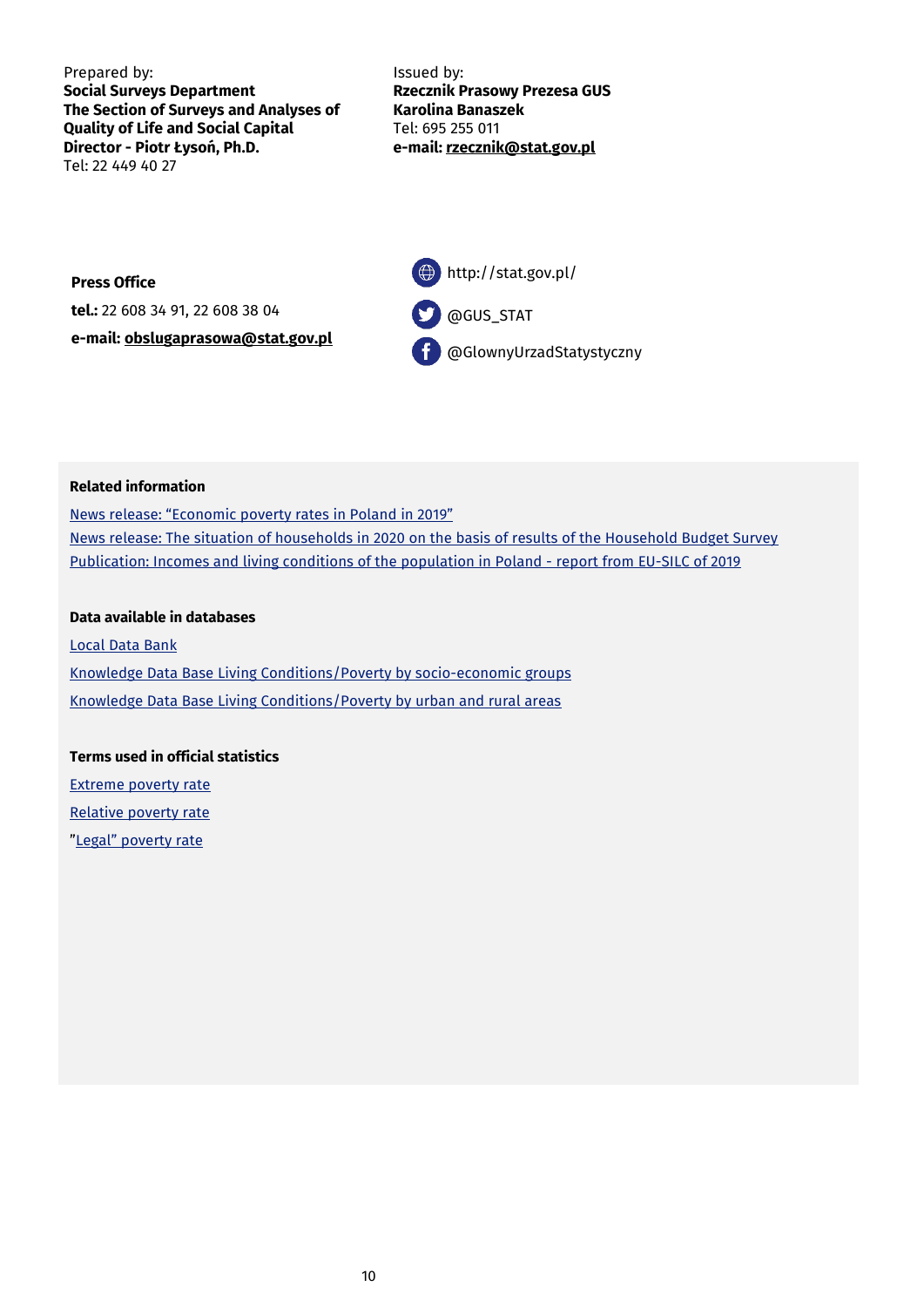Prepared by:
**Social Surveys Department**
**The Section of Surveys and Analyses of Quality of Life and Social Capital**
**Director - Piotr Łysoń, Ph.D.**
Tel: 22 449 40 27

Issued by:
**Rzecznik Prasowy Prezesa GUS**
**Karolina Banaszek**
Tel: 695 255 011
**e-mail: rzecznik@stat.gov.pl**

**Press Office**
**tel.:** 22 608 34 91, 22 608 38 04
**e-mail: obslugaprasowa@stat.gov.pl**

http://stat.gov.pl/
@GUS_STAT
@GlownyUrzadStatystyczny

**Related information**

News release: "Economic poverty rates in Poland in 2019"
News release: The situation of households in 2020 on the basis of results of the Household Budget Survey
Publication: Incomes and living conditions of the population in Poland - report from EU-SILC of 2019

**Data available in databases**

Local Data Bank
Knowledge Data Base Living Conditions/Poverty by socio-economic groups
Knowledge Data Base Living Conditions/Poverty by urban and rural areas

**Terms used in official statistics**

Extreme poverty rate
Relative poverty rate
"Legal" poverty rate